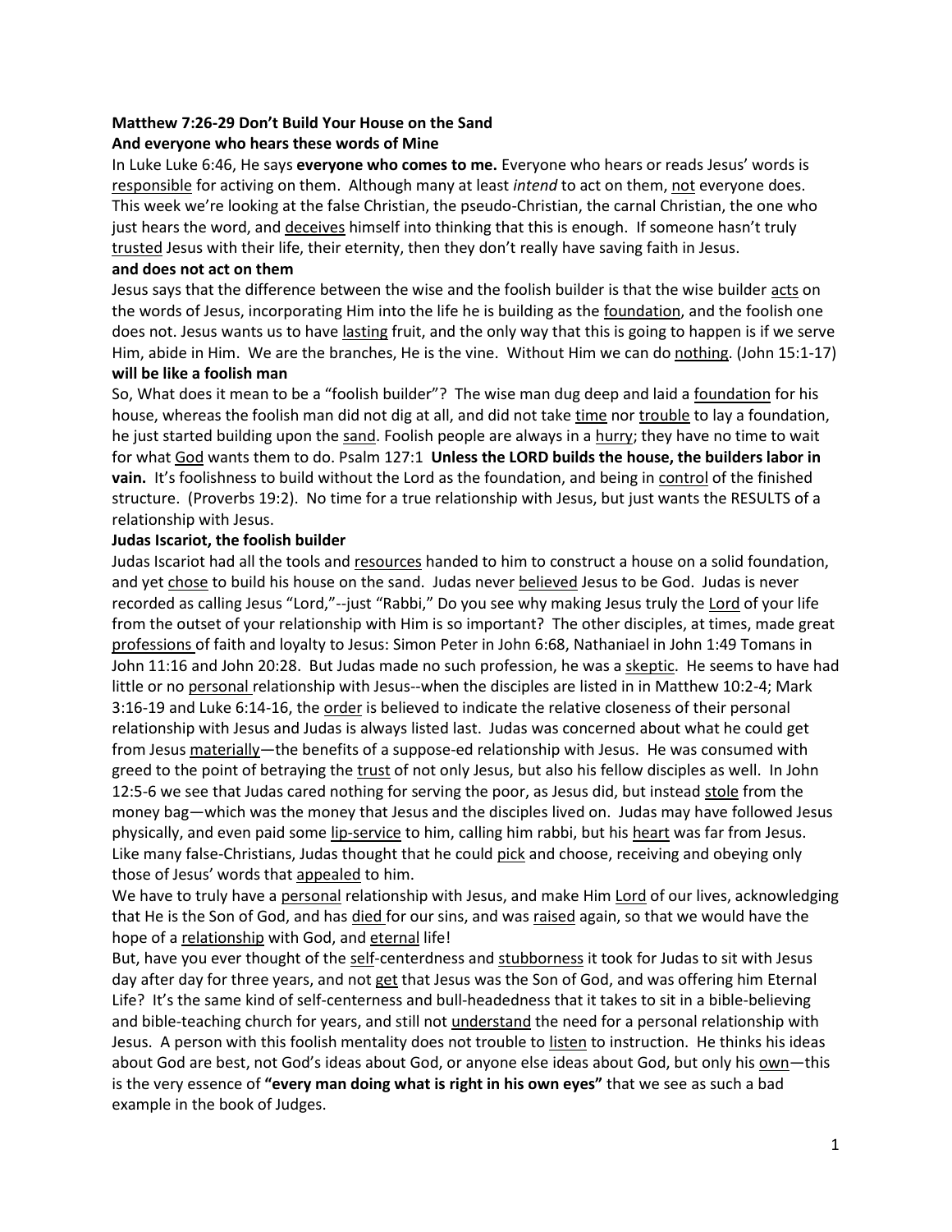**Matthew 7:26-29 Don't Build Your House on the Sand**

**And everyone who hears these words of Mine**

In Luke Luke 6:46, He says **everyone who comes to me.** Everyone who hears or reads Jesus' words is responsible for activing on them. Although many at least *intend* to act on them, not everyone does. This week we're looking at the false Christian, the pseudo-Christian, the carnal Christian, the one who just hears the word, and deceives himself into thinking that this is enough. If someone hasn't truly trusted Jesus with their life, their eternity, then they don't really have saving faith in Jesus.

**and does not act on them**

Jesus says that the difference between the wise and the foolish builder is that the wise builder acts on the words of Jesus, incorporating Him into the life he is building as the foundation, and the foolish one does not. Jesus wants us to have lasting fruit, and the only way that this is going to happen is if we serve Him, abide in Him. We are the branches, He is the vine. Without Him we can do nothing. (John 15:1-17)

**will be like a foolish man**

So, What does it mean to be a "foolish builder"? The wise man dug deep and laid a foundation for his house, whereas the foolish man did not dig at all, and did not take time nor trouble to lay a foundation, he just started building upon the sand. Foolish people are always in a hurry; they have no time to wait for what God wants them to do. Psalm 127:1 **Unless the LORD builds the house, the builders labor in vain.** It's foolishness to build without the Lord as the foundation, and being in control of the finished structure. (Proverbs 19:2). No time for a true relationship with Jesus, but just wants the RESULTS of a relationship with Jesus.

**Judas Iscariot, the foolish builder**

Judas Iscariot had all the tools and resources handed to him to construct a house on a solid foundation, and yet chose to build his house on the sand. Judas never believed Jesus to be God. Judas is never recorded as calling Jesus "Lord,"--just "Rabbi," Do you see why making Jesus truly the Lord of your life from the outset of your relationship with Him is so important? The other disciples, at times, made great professions of faith and loyalty to Jesus: Simon Peter in John 6:68, Nathaniael in John 1:49 Tomans in John 11:16 and John 20:28. But Judas made no such profession, he was a skeptic. He seems to have had little or no personal relationship with Jesus--when the disciples are listed in in Matthew 10:2-4; Mark 3:16-19 and Luke 6:14-16, the order is believed to indicate the relative closeness of their personal relationship with Jesus and Judas is always listed last. Judas was concerned about what he could get from Jesus materially—the benefits of a suppose-ed relationship with Jesus. He was consumed with greed to the point of betraying the trust of not only Jesus, but also his fellow disciples as well. In John 12:5-6 we see that Judas cared nothing for serving the poor, as Jesus did, but instead stole from the money bag—which was the money that Jesus and the disciples lived on. Judas may have followed Jesus physically, and even paid some lip-service to him, calling him rabbi, but his heart was far from Jesus. Like many false-Christians, Judas thought that he could pick and choose, receiving and obeying only those of Jesus' words that appealed to him.

We have to truly have a personal relationship with Jesus, and make Him Lord of our lives, acknowledging that He is the Son of God, and has died for our sins, and was raised again, so that we would have the hope of a relationship with God, and eternal life!

But, have you ever thought of the self-centerdness and stubborness it took for Judas to sit with Jesus day after day for three years, and not get that Jesus was the Son of God, and was offering him Eternal Life? It's the same kind of self-centerness and bull-headedness that it takes to sit in a bible-believing and bible-teaching church for years, and still not understand the need for a personal relationship with Jesus. A person with this foolish mentality does not trouble to listen to instruction. He thinks his ideas about God are best, not God's ideas about God, or anyone else ideas about God, but only his own—this is the very essence of **"every man doing what is right in his own eyes"** that we see as such a bad example in the book of Judges.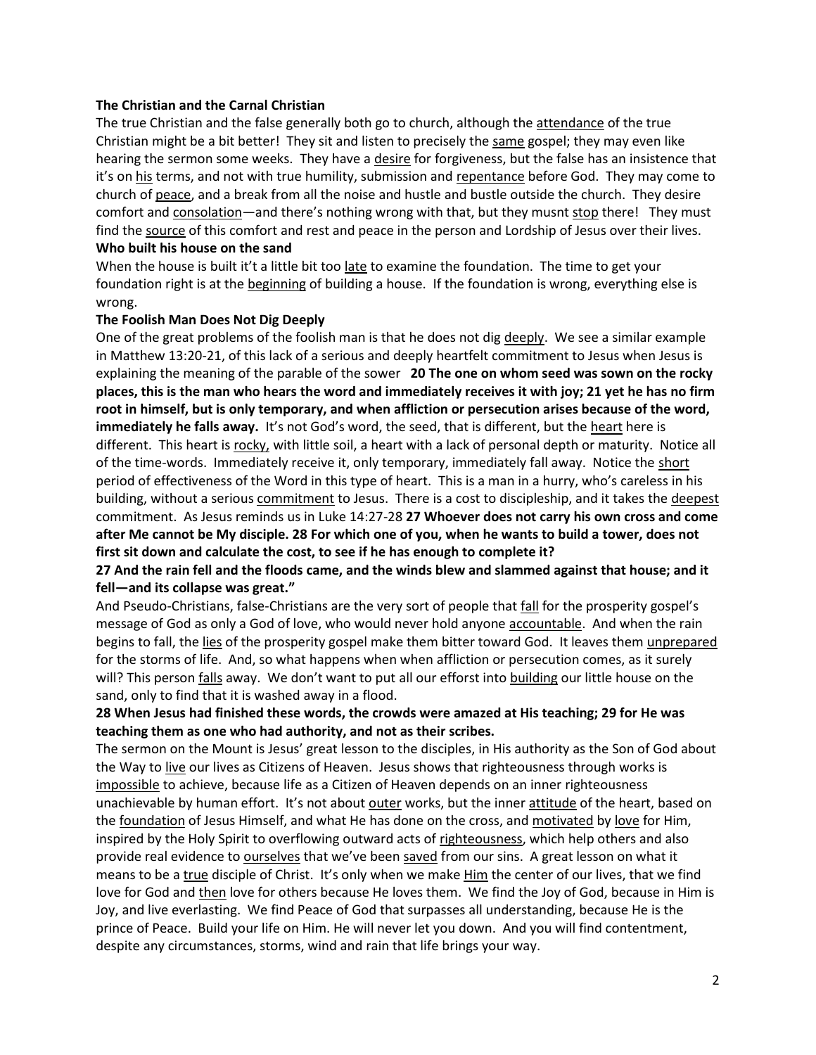**The Christian and the Carnal Christian**

The true Christian and the false generally both go to church, although the attendance of the true Christian might be a bit better! They sit and listen to precisely the same gospel; they may even like hearing the sermon some weeks. They have a desire for forgiveness, but the false has an insistence that it's on his terms, and not with true humility, submission and repentance before God. They may come to church of peace, and a break from all the noise and hustle and bustle outside the church. They desire comfort and consolation—and there's nothing wrong with that, but they musnt stop there! They must find the source of this comfort and rest and peace in the person and Lordship of Jesus over their lives.

**Who built his house on the sand**

When the house is built it't a little bit too late to examine the foundation. The time to get your foundation right is at the beginning of building a house. If the foundation is wrong, everything else is wrong.

**The Foolish Man Does Not Dig Deeply**

One of the great problems of the foolish man is that he does not dig deeply. We see a similar example in Matthew 13:20-21, of this lack of a serious and deeply heartfelt commitment to Jesus when Jesus is explaining the meaning of the parable of the sower **20 The one on whom seed was sown on the rocky places, this is the man who hears the word and immediately receives it with joy; 21 yet he has no firm root in himself, but is only temporary, and when affliction or persecution arises because of the word, immediately he falls away.** It's not God's word, the seed, that is different, but the heart here is different. This heart is rocky, with little soil, a heart with a lack of personal depth or maturity. Notice all of the time-words. Immediately receive it, only temporary, immediately fall away. Notice the short period of effectiveness of the Word in this type of heart. This is a man in a hurry, who's careless in his building, without a serious commitment to Jesus. There is a cost to discipleship, and it takes the deepest commitment. As Jesus reminds us in Luke 14:27-28 **27 Whoever does not carry his own cross and come after Me cannot be My disciple. 28 For which one of you, when he wants to build a tower, does not first sit down and calculate the cost, to see if he has enough to complete it?**

**27 And the rain fell and the floods came, and the winds blew and slammed against that house; and it fell—and its collapse was great."**

And Pseudo-Christians, false-Christians are the very sort of people that fall for the prosperity gospel's message of God as only a God of love, who would never hold anyone accountable. And when the rain begins to fall, the lies of the prosperity gospel make them bitter toward God. It leaves them unprepared for the storms of life. And, so what happens when when affliction or persecution comes, as it surely will? This person falls away. We don't want to put all our effort into building our little house on the sand, only to find that it is washed away in a flood.

**28 When Jesus had finished these words, the crowds were amazed at His teaching; 29 for He was teaching them as one who had authority, and not as their scribes.**

The sermon on the Mount is Jesus' great lesson to the disciples, in His authority as the Son of God about the Way to live our lives as Citizens of Heaven. Jesus shows that righteousness through works is impossible to achieve, because life as a Citizen of Heaven depends on an inner righteousness unachievable by human effort. It's not about outer works, but the inner attitude of the heart, based on the foundation of Jesus Himself, and what He has done on the cross, and motivated by love for Him, inspired by the Holy Spirit to overflowing outward acts of righteousness, which help others and also provide real evidence to ourselves that we've been saved from our sins. A great lesson on what it means to be a true disciple of Christ. It's only when we make Him the center of our lives, that we find love for God and then love for others because He loves them. We find the Joy of God, because in Him is Joy, and live everlasting. We find Peace of God that surpasses all understanding, because He is the prince of Peace. Build your life on Him. He will never let you down. And you will find contentment, despite any circumstances, storms, wind and rain that life brings your way.